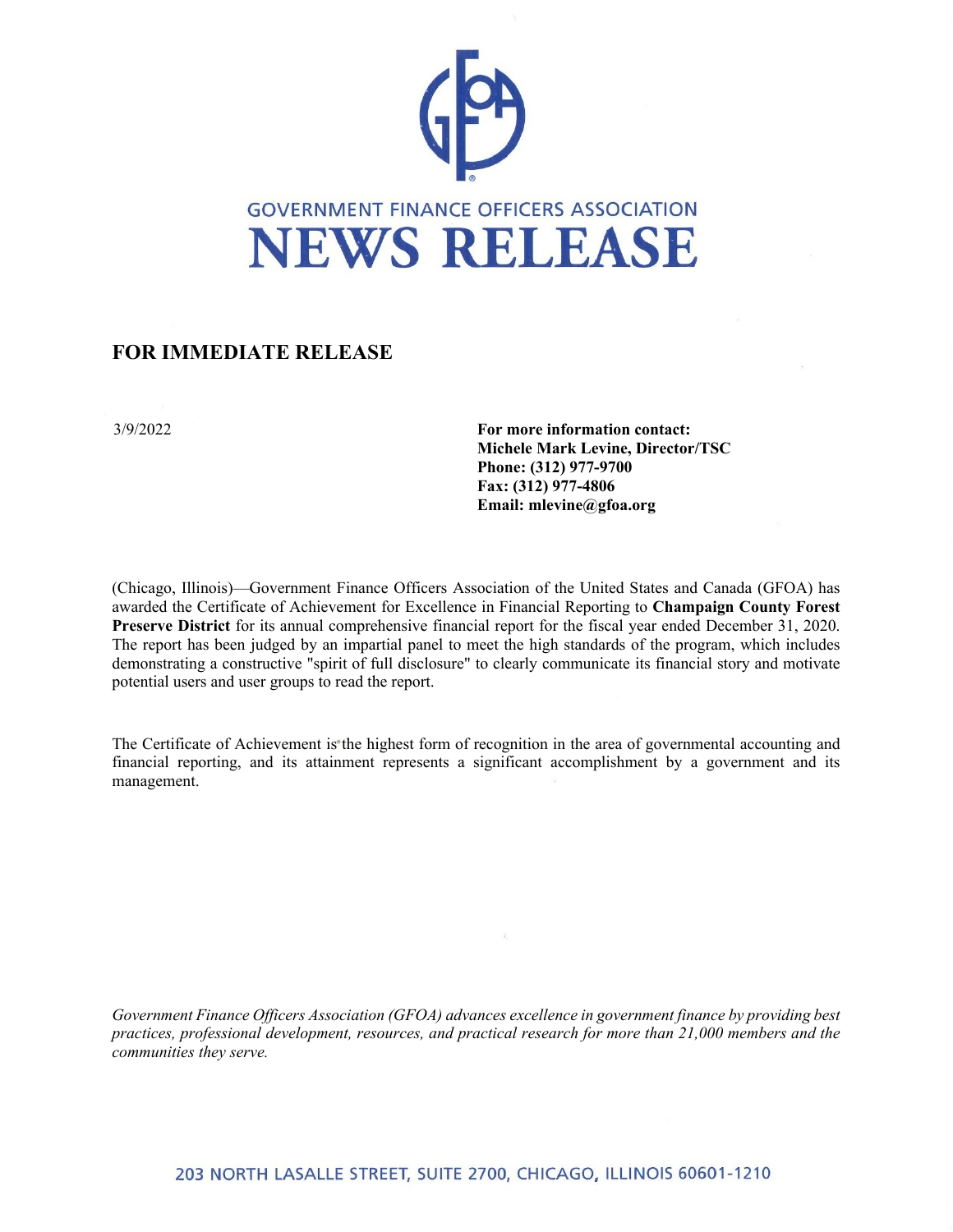# GOVERNMENT FINANCE OFFICERS ASSOCIATION

# NEWS RELEASE

**FOR IMMEDIATE RELEASE**

3/9/2022

**For more information contact:**
**Michele Mark Levine, Director/TSC**
**Phone: (312) 977-9700**
**Fax: (312) 977-4806**
**Email: mlevine@gfoa.org**

(Chicago, Illinois)—Government Finance Officers Association of the United States and Canada (GFOA) has awarded the Certificate of Achievement for Excellence in Financial Reporting to **Champaign County Forest Preserve District** for its annual comprehensive financial report for the fiscal year ended December 31, 2020. The report has been judged by an impartial panel to meet the high standards of the program, which includes demonstrating a constructive "spirit of full disclosure" to clearly communicate its financial story and motivate potential users and user groups to read the report.

The Certificate of Achievement is the highest form of recognition in the area of governmental accounting and financial reporting, and its attainment represents a significant accomplishment by a government and its management.

*Government Finance Officers Association (GFOA) advances excellence in government finance by providing best practices, professional development, resources, and practical research for more than 21,000 members and the communities they serve.*

203 NORTH LASALLE STREET, SUITE 2700, CHICAGO, ILLINOIS 60601-1210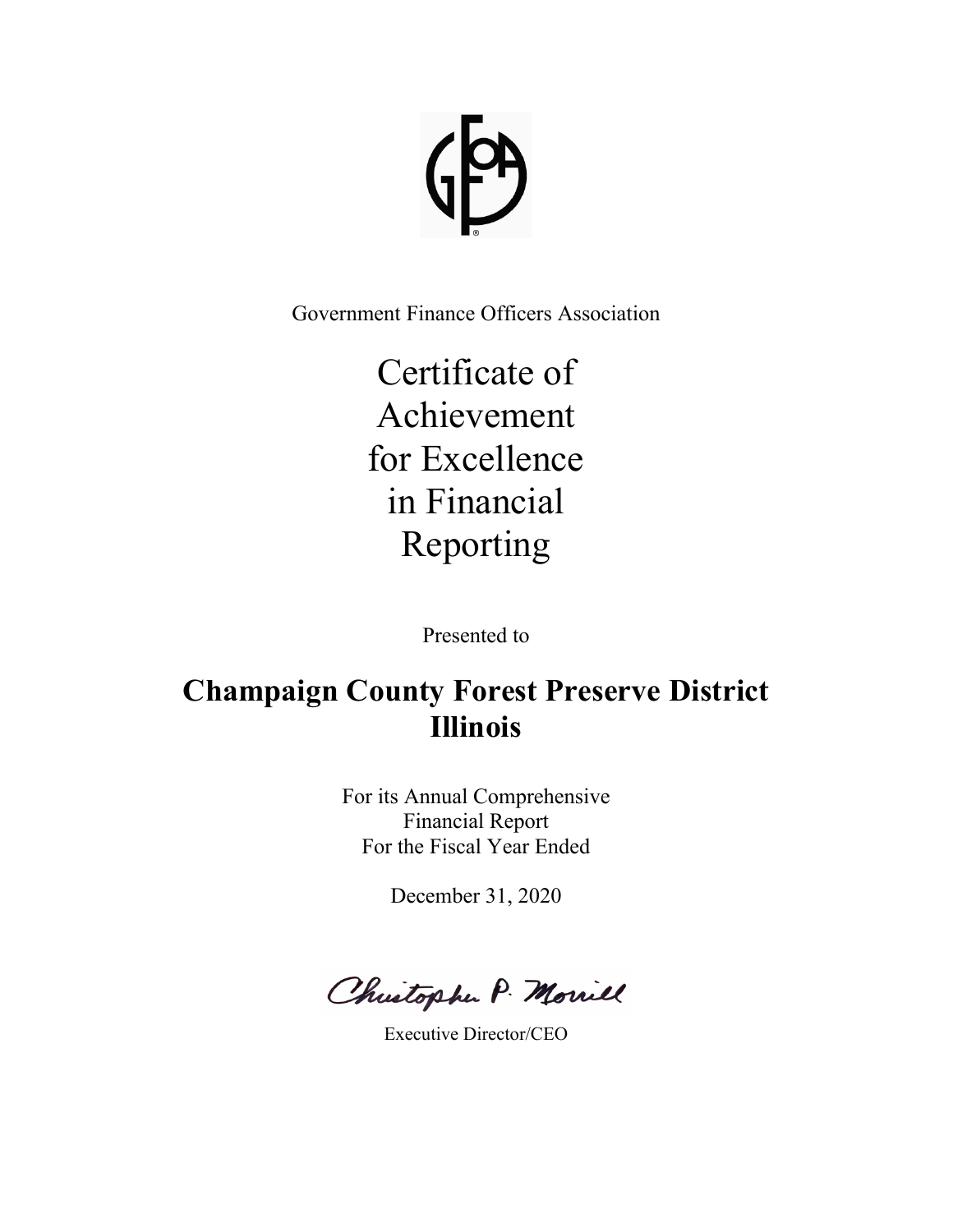Government Finance Officers Association

# Certificate of Achievement for Excellence in Financial Reporting

Presented to

## Champaign County Forest Preserve District
## Illinois

For its Annual Comprehensive Financial Report For the Fiscal Year Ended

December 31, 2020

Christopher P. Morrill

Executive Director/CEO